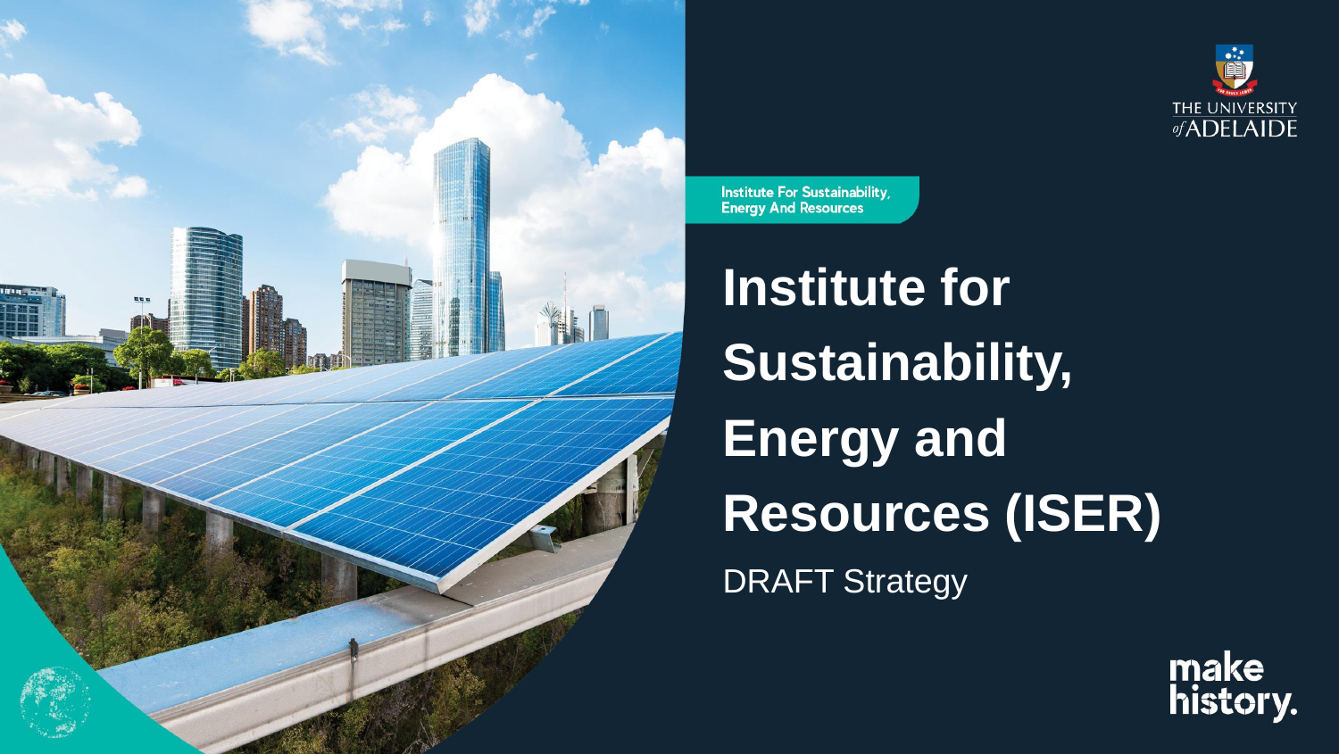THE UNIVERSITY of ADELAIDE

Institute For Sustainability, Energy And Resources

# Institute for Sustainability, Energy and Resources (ISER)

DRAFT Strategy

make history.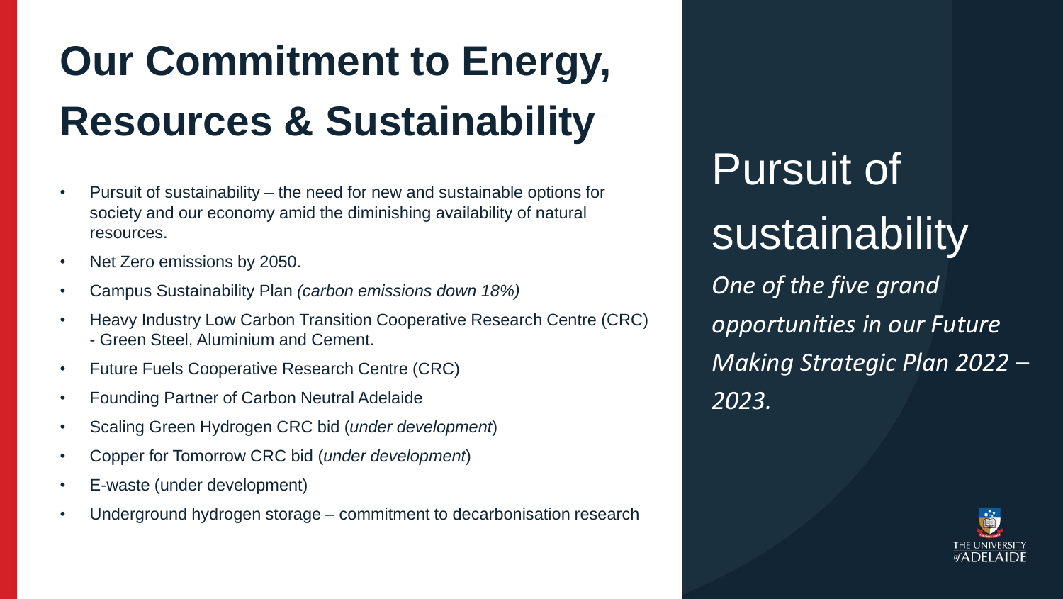# Our Commitment to Energy, Resources & Sustainability

- Pursuit of sustainability – the need for new and sustainable options for society and our economy amid the diminishing availability of natural resources.
- Net Zero emissions by 2050.
- Campus Sustainability Plan *(carbon emissions down 18%)*
- Heavy Industry Low Carbon Transition Cooperative Research Centre (CRC) - Green Steel, Aluminium and Cement.
- Future Fuels Cooperative Research Centre (CRC)
- Founding Partner of Carbon Neutral Adelaide
- Scaling Green Hydrogen CRC bid (*under development*)
- Copper for Tomorrow CRC bid (*under development*)
- E-waste (under development)
- Underground hydrogen storage – commitment to decarbonisation research

## Pursuit of sustainability

*One of the five grand opportunities in our Future Making Strategic Plan 2022 – 2023.*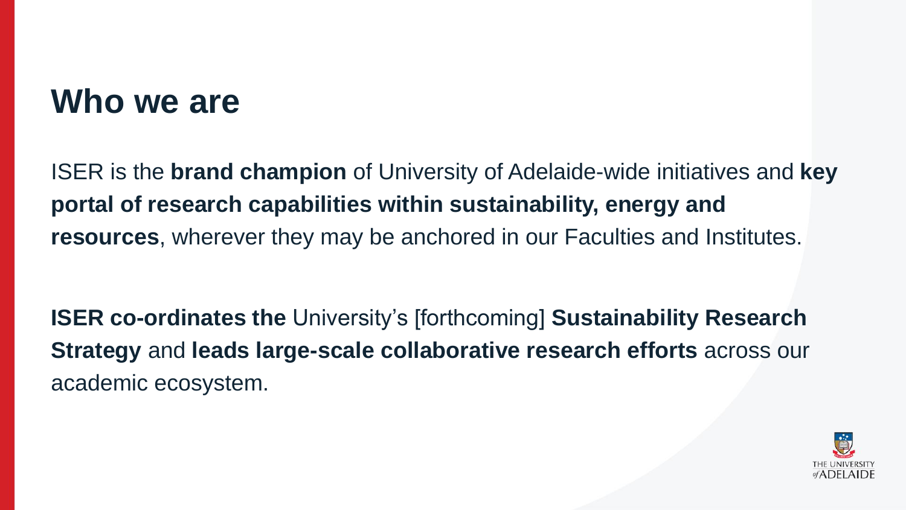# Who we are

ISER is the **brand champion** of University of Adelaide-wide initiatives and **key portal of research capabilities within sustainability, energy and resources**, wherever they may be anchored in our Faculties and Institutes.

**ISER co-ordinates the** University's [forthcoming] **Sustainability Research Strategy** and **leads large-scale collaborative research efforts** across our academic ecosystem.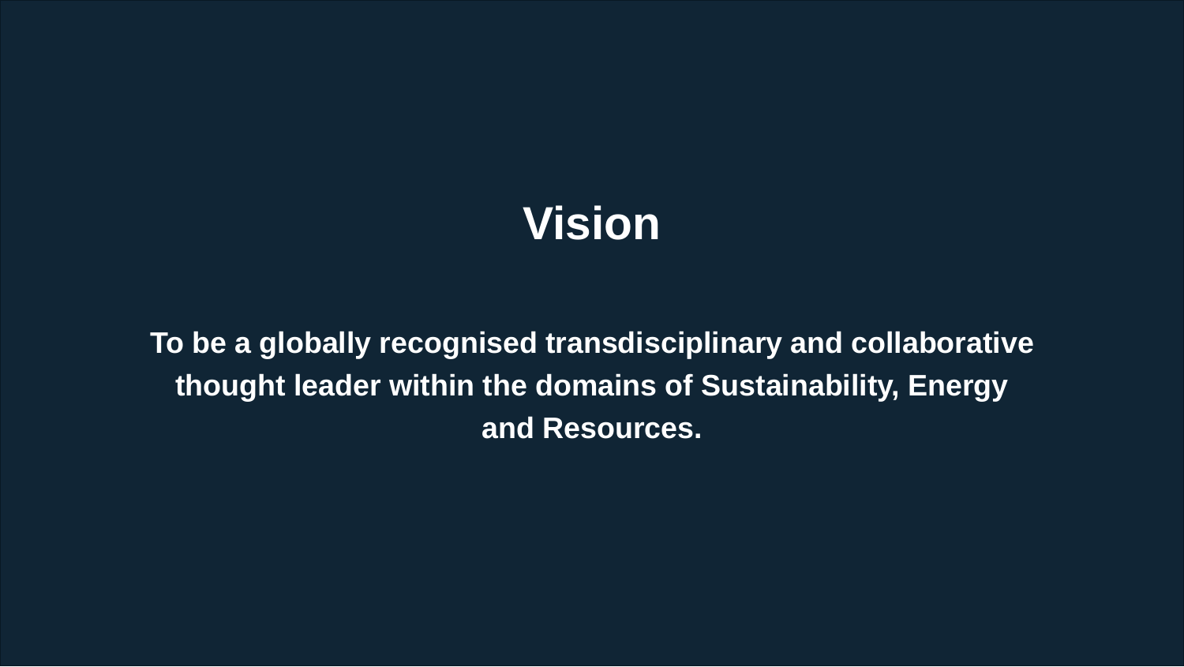# Vision

**To be a globally recognised transdisciplinary and collaborative thought leader within the domains of Sustainability, Energy and Resources.**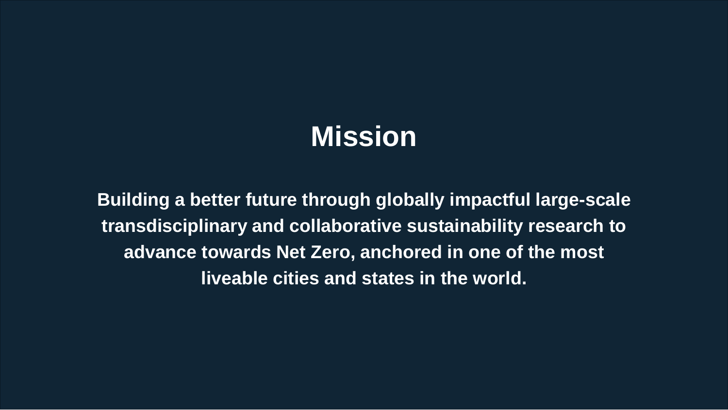# Mission

**Building a better future through globally impactful large-scale transdisciplinary and collaborative sustainability research to advance towards Net Zero, anchored in one of the most liveable cities and states in the world.**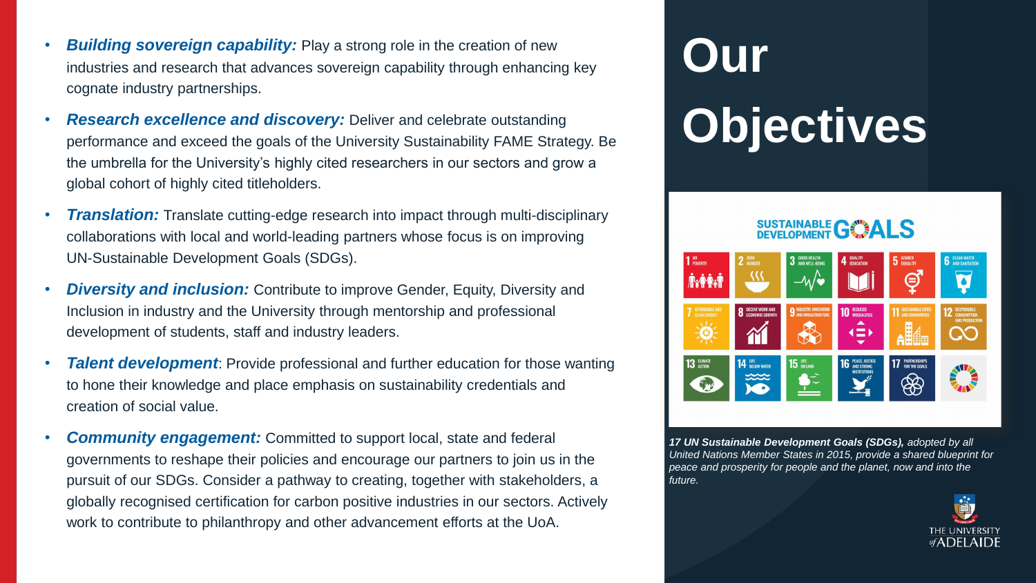# Our Objectives

- ***Building sovereign capability:*** Play a strong role in the creation of new industries and research that advances sovereign capability through enhancing key cognate industry partnerships.
- ***Research excellence and discovery:*** Deliver and celebrate outstanding performance and exceed the goals of the University Sustainability FAME Strategy. Be the umbrella for the University's highly cited researchers in our sectors and grow a global cohort of highly cited titleholders.
- ***Translation:*** Translate cutting-edge research into impact through multi-disciplinary collaborations with local and world-leading partners whose focus is on improving UN-Sustainable Development Goals (SDGs).
- ***Diversity and inclusion:*** Contribute to improve Gender, Equity, Diversity and Inclusion in industry and the University through mentorship and professional development of students, staff and industry leaders.
- ***Talent development***: Provide professional and further education for those wanting to hone their knowledge and place emphasis on sustainability credentials and creation of social value.
- ***Community engagement:*** Committed to support local, state and federal governments to reshape their policies and encourage our partners to join us in the pursuit of our SDGs. Consider a pathway to creating, together with stakeholders, a globally recognised certification for carbon positive industries in our sectors. Actively work to contribute to philanthropy and other advancement efforts at the UoA.

***17 UN Sustainable Development Goals (SDGs),*** *adopted by all United Nations Member States in 2015, provide a shared blueprint for peace and prosperity for people and the planet, now and into the future.*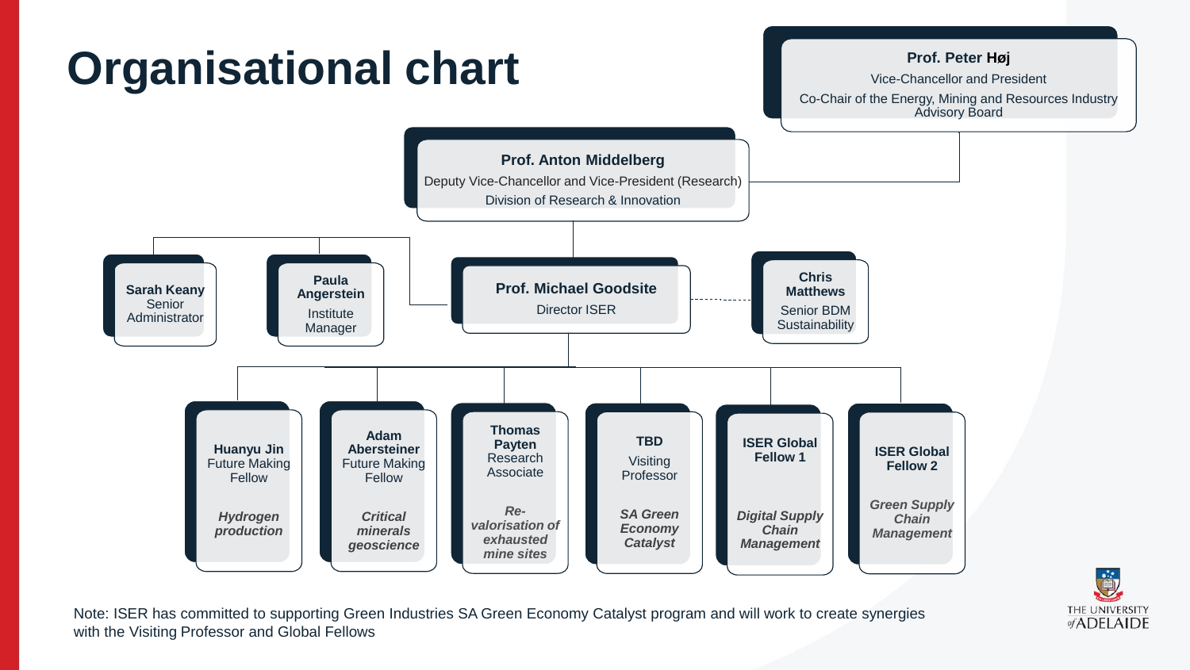# Organisational chart

**Prof. Peter Høj**
Vice-Chancellor and President
Co-Chair of the Energy, Mining and Resources Industry Advisory Board

**Prof. Anton Middelberg**
Deputy Vice-Chancellor and Vice-President (Research)
Division of Research & Innovation

**Sarah Keany**
Senior Administrator

**Paula Angerstein**
Institute Manager

**Prof. Michael Goodsite**
Director ISER

**Chris Matthews**
Senior BDM Sustainability

**Huanyu Jin**
Future Making Fellow
***Hydrogen production***

**Adam Abersteiner**
Future Making Fellow
***Critical minerals geoscience***

**Thomas Payten**
Research Associate
***Re-valorisation of exhausted mine sites***

**TBD**
Visiting Professor
***SA Green Economy Catalyst***

**ISER Global Fellow 1**
***Digital Supply Chain Management***

**ISER Global Fellow 2**
***Green Supply Chain Management***

Note: ISER has committed to supporting Green Industries SA Green Economy Catalyst program and will work to create synergies with the Visiting Professor and Global Fellows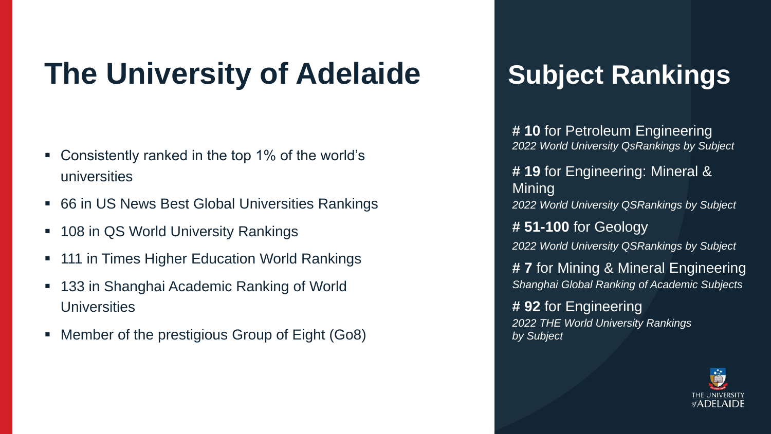# The University of Adelaide

- Consistently ranked in the top 1% of the world's universities
- 66 in US News Best Global Universities Rankings
- 108 in QS World University Rankings
- 111 in Times Higher Education World Rankings
- 133 in Shanghai Academic Ranking of World Universities
- Member of the prestigious Group of Eight (Go8)

# Subject Rankings

**# 10** for Petroleum Engineering
*2022 World University QsRankings by Subject*

**# 19** for Engineering: Mineral & Mining
*2022 World University QSRankings by Subject*

**# 51-100** for Geology
*2022 World University QSRankings by Subject*

**# 7** for Mining & Mineral Engineering
*Shanghai Global Ranking of Academic Subjects*

**# 92** for Engineering
*2022 THE World University Rankings by Subject*

THE UNIVERSITY of ADELAIDE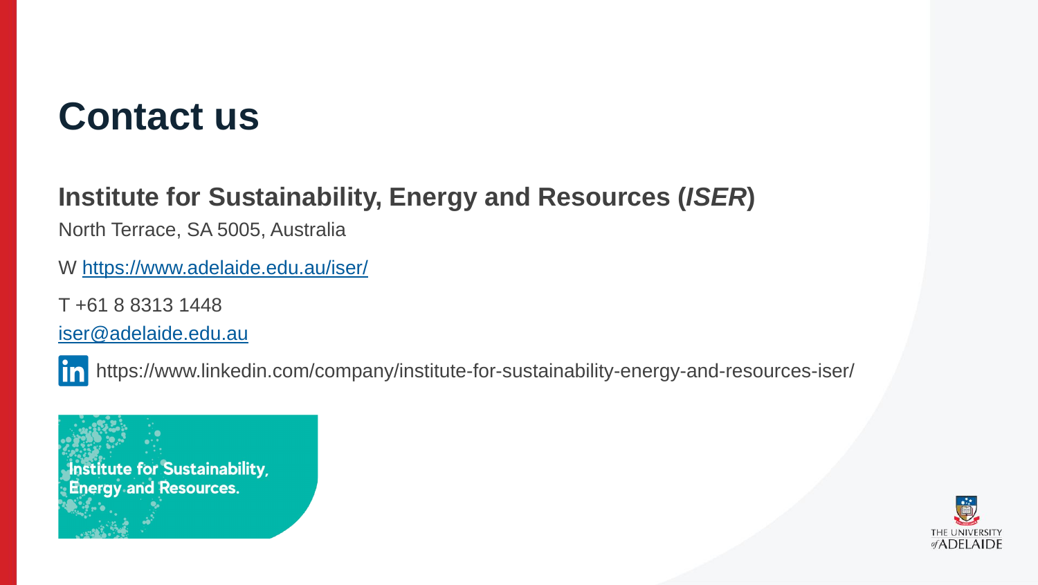# Contact us

## Institute for Sustainability, Energy and Resources (*ISER*)

North Terrace, SA 5005, Australia

W https://www.adelaide.edu.au/iser/

T +61 8 8313 1448

iser@adelaide.edu.au

https://www.linkedin.com/company/institute-for-sustainability-energy-and-resources-iser/

Institute for Sustainability, Energy and Resources.

THE UNIVERSITY of ADELAIDE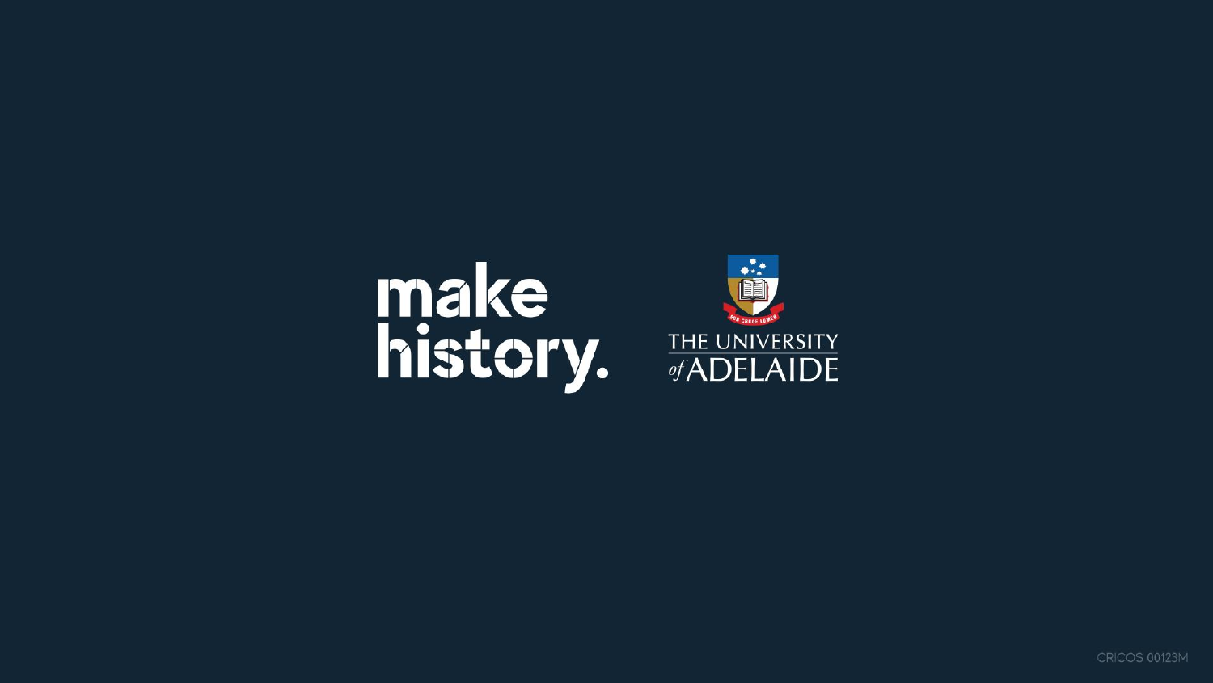make history.

THE UNIVERSITY *of* ADELAIDE

CRICOS 00123M